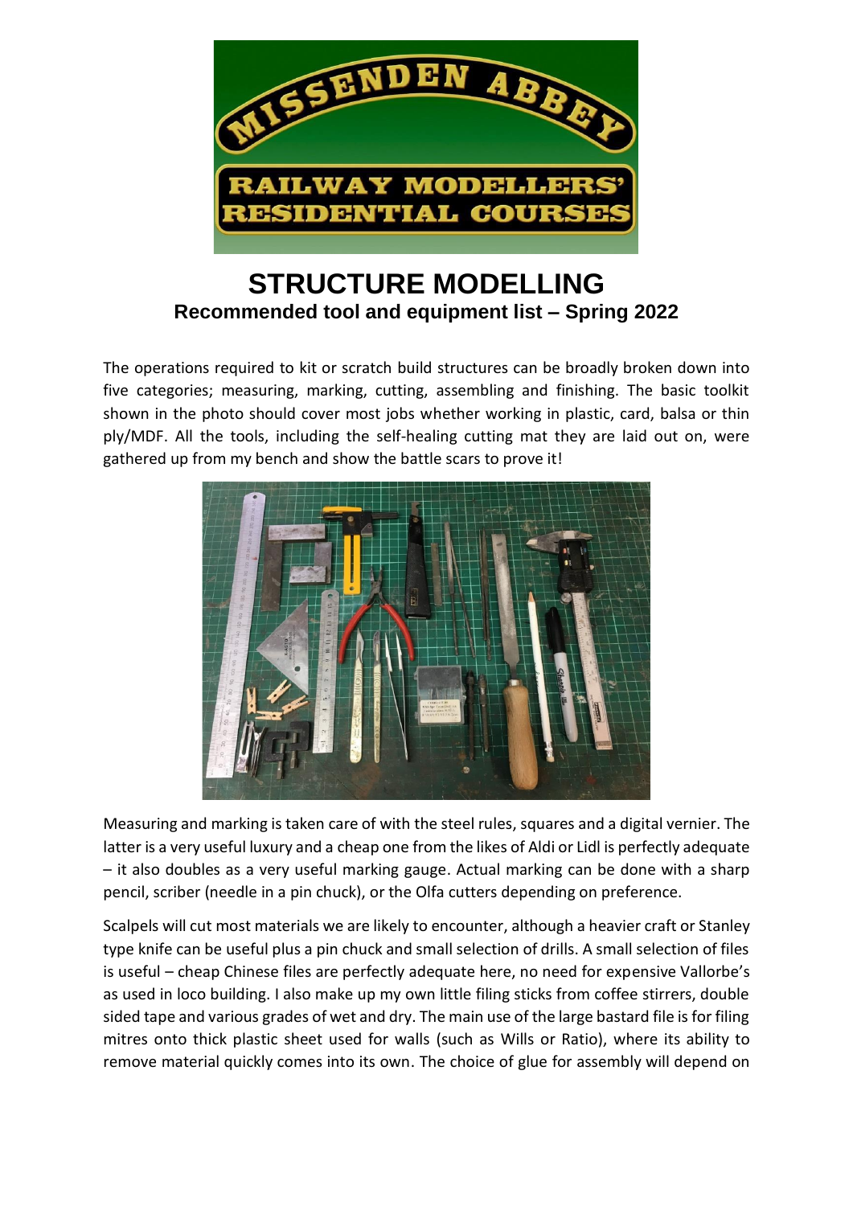# STRUCTURE MODELLING

## Recommended tool and equipment list – Spring 2022

The operations required to kit or scratch build structures can be broadly broken down into five categories; measuring, marking, cutting, assembling and finishing. The basic toolkit shown in the photo should cover most jobs whether working in plastic, card, balsa or thin ply/MDF. All the tools, including the self-healing cutting mat they are laid out on, were gathered up from my bench and show the battle scars to prove it!

Measuring and marking is taken care of with the steel rules, squares and a digital vernier. The latter is a very useful luxury and a cheap one from the likes of Aldi or Lidl is perfectly adequate – it also doubles as a very useful marking gauge. Actual marking can be done with a sharp pencil, scriber (needle in a pin chuck), or the Olfa cutters depending on preference.

Scalpels will cut most materials we are likely to encounter, although a heavier craft or Stanley type knife can be useful plus a pin chuck and small selection of drills. A small selection of files is useful – cheap Chinese files are perfectly adequate here, no need for expensive Vallorbe's as used in loco building. I also make up my own little filing sticks from coffee stirrers, double sided tape and various grades of wet and dry. The main use of the large bastard file is for filing mitres onto thick plastic sheet used for walls (such as Wills or Ratio), where its ability to remove material quickly comes into its own. The choice of glue for assembly will depend on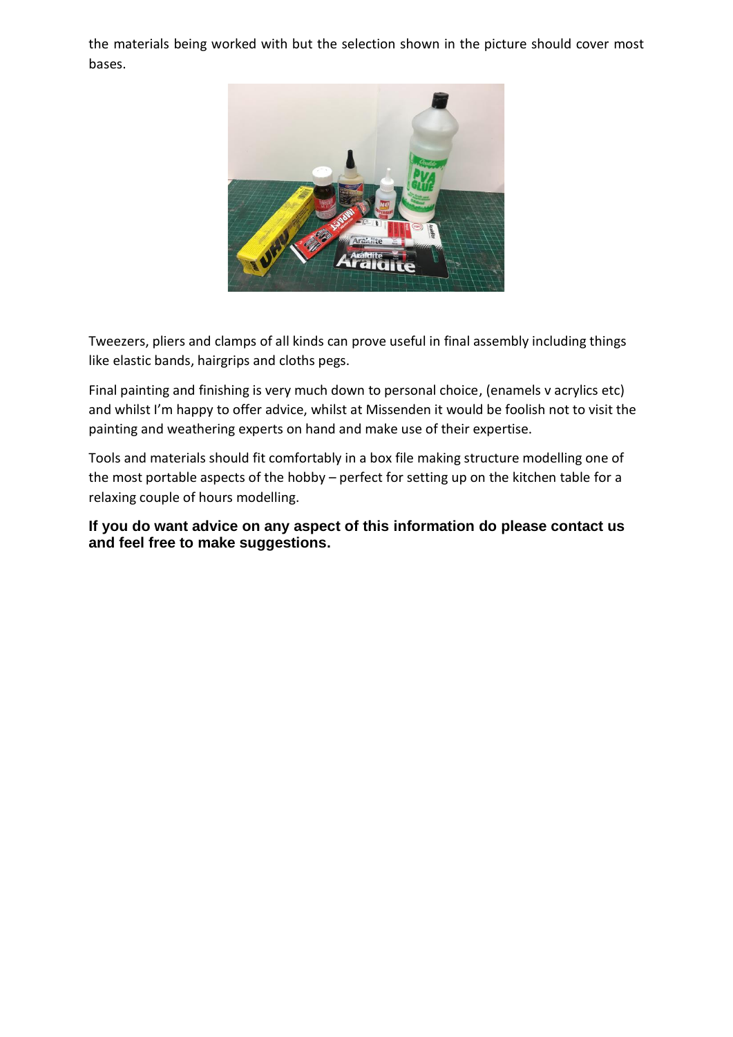the materials being worked with but the selection shown in the picture should cover most bases.

Tweezers, pliers and clamps of all kinds can prove useful in final assembly including things like elastic bands, hairgrips and cloths pegs.

Final painting and finishing is very much down to personal choice, (enamels v acrylics etc) and whilst I'm happy to offer advice, whilst at Missenden it would be foolish not to visit the painting and weathering experts on hand and make use of their expertise.

Tools and materials should fit comfortably in a box file making structure modelling one of the most portable aspects of the hobby – perfect for setting up on the kitchen table for a relaxing couple of hours modelling.

**If you do want advice on any aspect of this information do please contact us and feel free to make suggestions.**